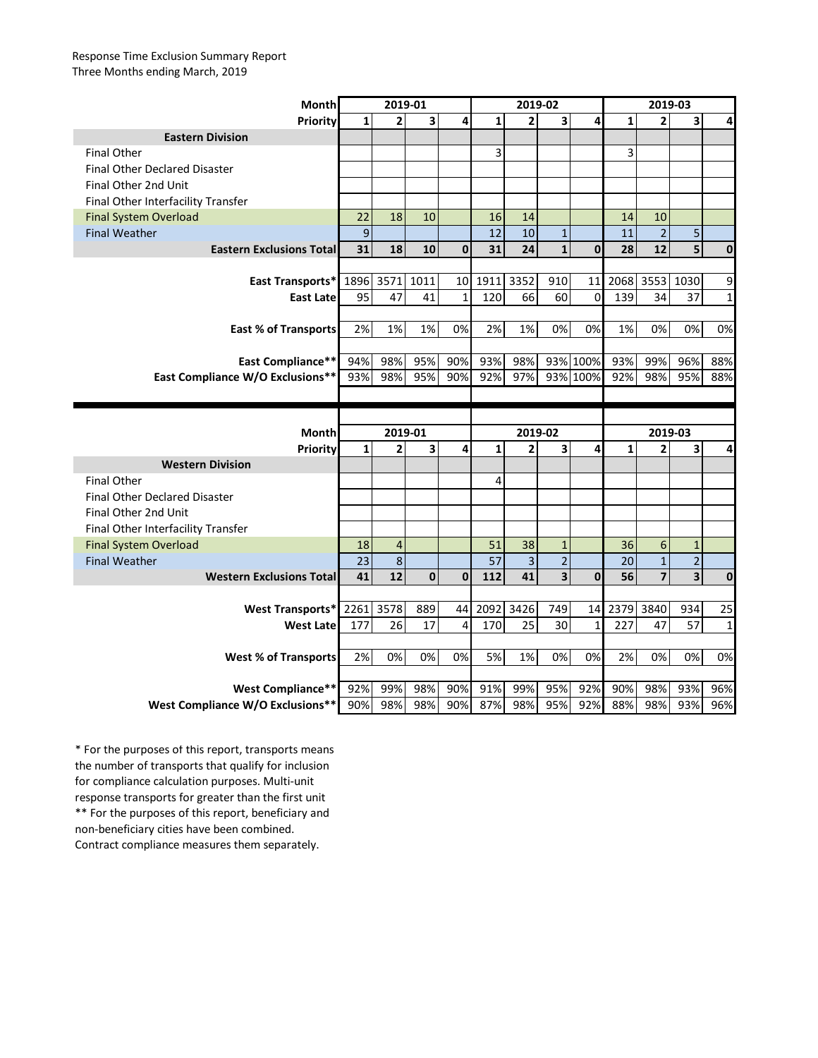Response Time Exclusion Summary Report
Three Months ending March, 2019

| Month | 2019-01 | | | | 2019-02 | | | | 2019-03 | | | |
|---|---|---|---|---|---|---|---|---|---|---|---|---|
| Priority | 1 | 2 | 3 | 4 | 1 | 2 | 3 | 4 | 1 | 2 | 3 | 4 |
| **Eastern Division** | | | | | | | | | | | | |
| Final Other | | | | | 3 | | | | 3 | | | |
| Final Other Declared Disaster | | | | | | | | | | | | |
| Final Other 2nd Unit | | | | | | | | | | | | |
| Final Other Interfacility Transfer | | | | | | | | | | | | |
| Final System Overload | 22 | 18 | 10 | | 16 | 14 | | | 14 | 10 | | |
| Final Weather | 9 | | | | 12 | 10 | 1 | | 11 | 2 | 5 | |
| **Eastern Exclusions Total** | **31** | **18** | **10** | **0** | **31** | **24** | **1** | **0** | **28** | **12** | **5** | **0** |
| **East Transports*** | 1896 | 3571 | 1011 | 10 | 1911 | 3352 | 910 | 11 | 2068 | 3553 | 1030 | 9 |
| **East Late** | 95 | 47 | 41 | 1 | 120 | 66 | 60 | 0 | 139 | 34 | 37 | 1 |
| **East % of Transports** | 2% | 1% | 1% | 0% | 2% | 1% | 0% | 0% | 1% | 0% | 0% | 0% |
| **East Compliance**** | 94% | 98% | 95% | 90% | 93% | 98% | 93% | 100% | 93% | 99% | 96% | 88% |
| **East Compliance W/O Exclusions**** | 93% | 98% | 95% | 90% | 92% | 97% | 93% | 100% | 92% | 98% | 95% | 88% |

| Month | 2019-01 | | | | 2019-02 | | | | 2019-03 | | | |
|---|---|---|---|---|---|---|---|---|---|---|---|---|
| Priority | 1 | 2 | 3 | 4 | 1 | 2 | 3 | 4 | 1 | 2 | 3 | 4 |
| **Western Division** | | | | | | | | | | | | |
| Final Other | | | | | 4 | | | | | | | |
| Final Other Declared Disaster | | | | | | | | | | | | |
| Final Other 2nd Unit | | | | | | | | | | | | |
| Final Other Interfacility Transfer | | | | | | | | | | | | |
| Final System Overload | 18 | 4 | | | 51 | 38 | 1 | | 36 | 6 | 1 | |
| Final Weather | 23 | 8 | | | 57 | 3 | 2 | | 20 | 1 | 2 | |
| **Western Exclusions Total** | **41** | **12** | **0** | **0** | **112** | **41** | **3** | **0** | **56** | **7** | **3** | **0** |
| **West Transports*** | 2261 | 3578 | 889 | 44 | 2092 | 3426 | 749 | 14 | 2379 | 3840 | 934 | 25 |
| **West Late** | 177 | 26 | 17 | 4 | 170 | 25 | 30 | 1 | 227 | 47 | 57 | 1 |
| **West % of Transports** | 2% | 0% | 0% | 0% | 5% | 1% | 0% | 0% | 2% | 0% | 0% | 0% |
| **West Compliance**** | 92% | 99% | 98% | 90% | 91% | 99% | 95% | 92% | 90% | 98% | 93% | 96% |
| **West Compliance W/O Exclusions**** | 90% | 98% | 98% | 90% | 87% | 98% | 95% | 92% | 88% | 98% | 93% | 96% |

* For the purposes of this report, transports means the number of transports that qualify for inclusion for compliance calculation purposes. Multi-unit response transports for greater than the first unit
** For the purposes of this report, beneficiary and non-beneficiary cities have been combined. Contract compliance measures them separately.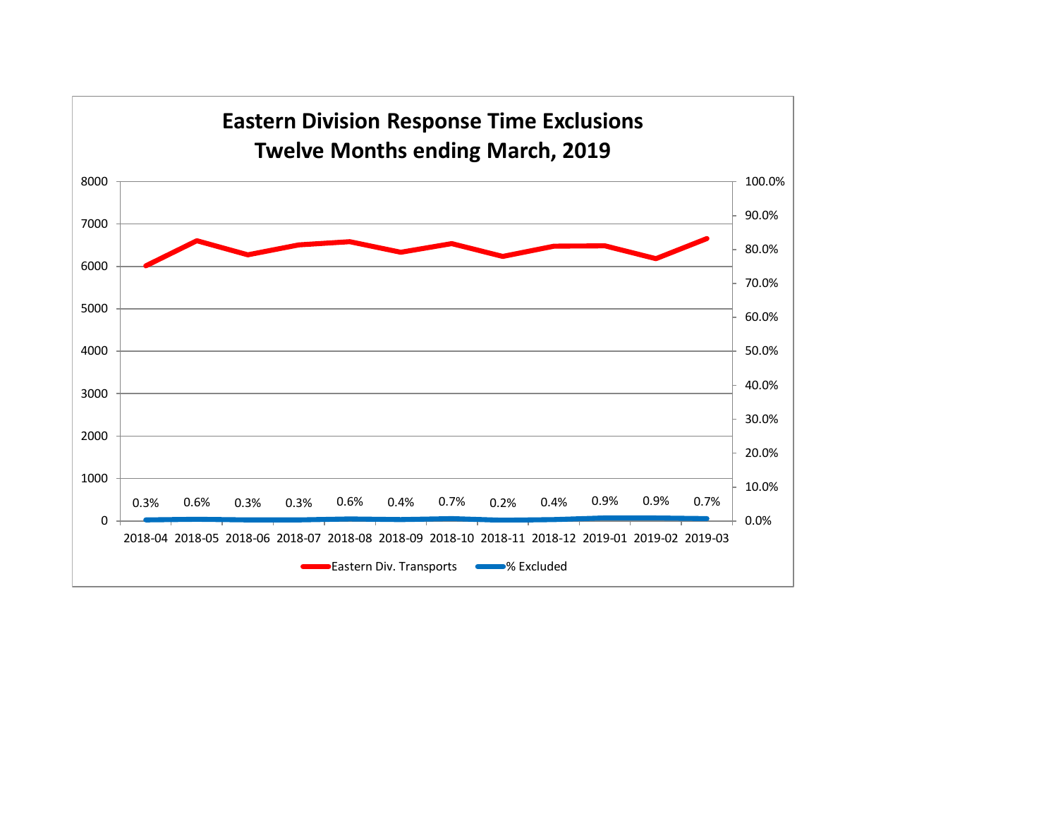## Eastern Division Response Time Exclusions
## Twelve Months ending March, 2019

| Month | % Excluded |
|---|---|
| 2018-04 | 0.3% |
| 2018-05 | 0.6% |
| 2018-06 | 0.3% |
| 2018-07 | 0.3% |
| 2018-08 | 0.6% |
| 2018-09 | 0.4% |
| 2018-10 | 0.7% |
| 2018-11 | 0.2% |
| 2018-12 | 0.4% |
| 2019-01 | 0.9% |
| 2019-02 | 0.9% |
| 2019-03 | 0.7% |

Eastern Div. Transports — % Excluded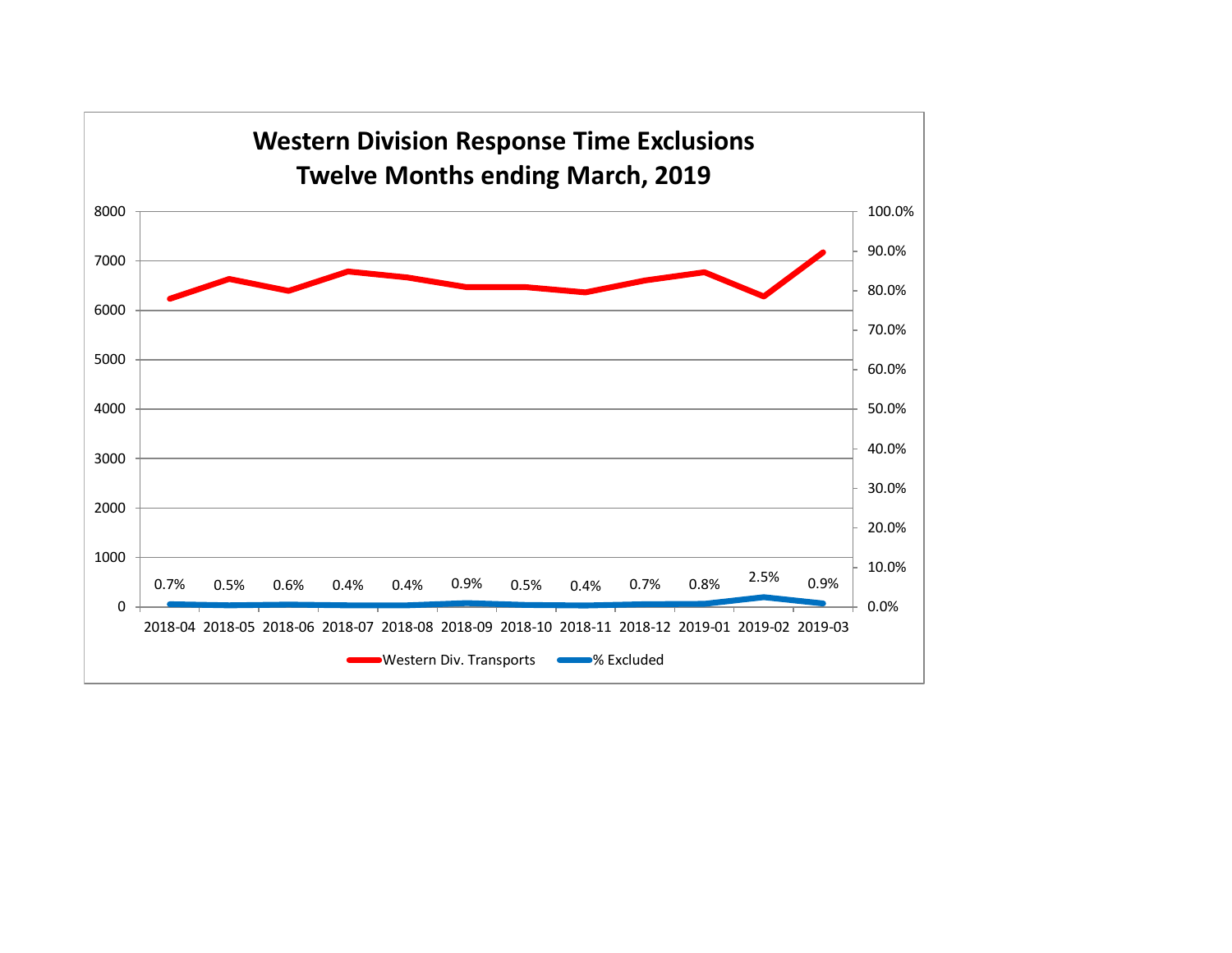# Western Division Response Time Exclusions
## Twelve Months ending March, 2019

8000
7000
6000
5000
4000
3000
2000
1000
0

100.0%
90.0%
80.0%
70.0%
60.0%
50.0%
40.0%
30.0%
20.0%
10.0%
0.0%

0.7% 0.5% 0.6% 0.4% 0.4% 0.9% 0.5% 0.4% 0.7% 0.8% 2.5% 0.9%

2018-04 2018-05 2018-06 2018-07 2018-08 2018-09 2018-10 2018-11 2018-12 2019-01 2019-02 2019-03

Western Div. Transports
% Excluded